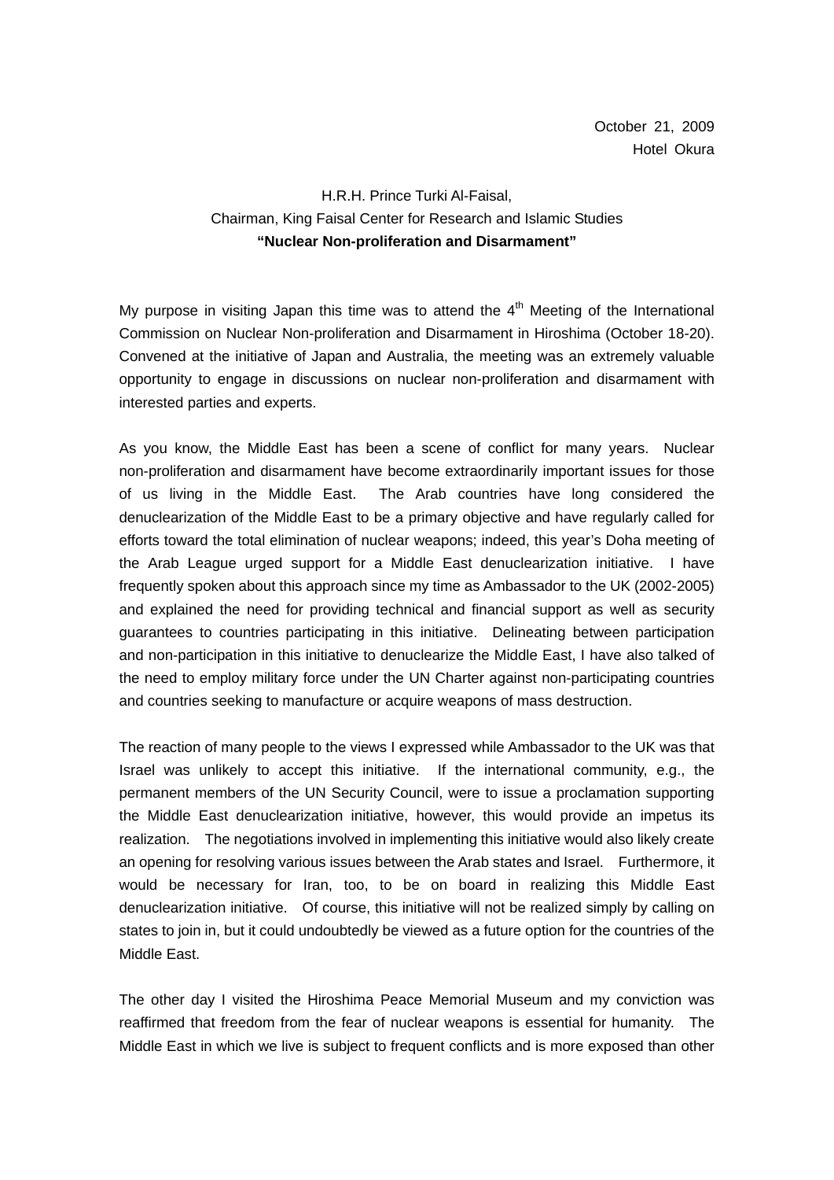October 21, 2009
Hotel Okura

H.R.H. Prince Turki Al-Faisal,
Chairman, King Faisal Center for Research and Islamic Studies
**"Nuclear Non-proliferation and Disarmament"**

My purpose in visiting Japan this time was to attend the 4th Meeting of the International Commission on Nuclear Non-proliferation and Disarmament in Hiroshima (October 18-20). Convened at the initiative of Japan and Australia, the meeting was an extremely valuable opportunity to engage in discussions on nuclear non-proliferation and disarmament with interested parties and experts.

As you know, the Middle East has been a scene of conflict for many years. Nuclear non-proliferation and disarmament have become extraordinarily important issues for those of us living in the Middle East. The Arab countries have long considered the denuclearization of the Middle East to be a primary objective and have regularly called for efforts toward the total elimination of nuclear weapons; indeed, this year's Doha meeting of the Arab League urged support for a Middle East denuclearization initiative. I have frequently spoken about this approach since my time as Ambassador to the UK (2002-2005) and explained the need for providing technical and financial support as well as security guarantees to countries participating in this initiative. Delineating between participation and non-participation in this initiative to denuclearize the Middle East, I have also talked of the need to employ military force under the UN Charter against non-participating countries and countries seeking to manufacture or acquire weapons of mass destruction.

The reaction of many people to the views I expressed while Ambassador to the UK was that Israel was unlikely to accept this initiative. If the international community, e.g., the permanent members of the UN Security Council, were to issue a proclamation supporting the Middle East denuclearization initiative, however, this would provide an impetus its realization. The negotiations involved in implementing this initiative would also likely create an opening for resolving various issues between the Arab states and Israel. Furthermore, it would be necessary for Iran, too, to be on board in realizing this Middle East denuclearization initiative. Of course, this initiative will not be realized simply by calling on states to join in, but it could undoubtedly be viewed as a future option for the countries of the Middle East.

The other day I visited the Hiroshima Peace Memorial Museum and my conviction was reaffirmed that freedom from the fear of nuclear weapons is essential for humanity. The Middle East in which we live is subject to frequent conflicts and is more exposed than other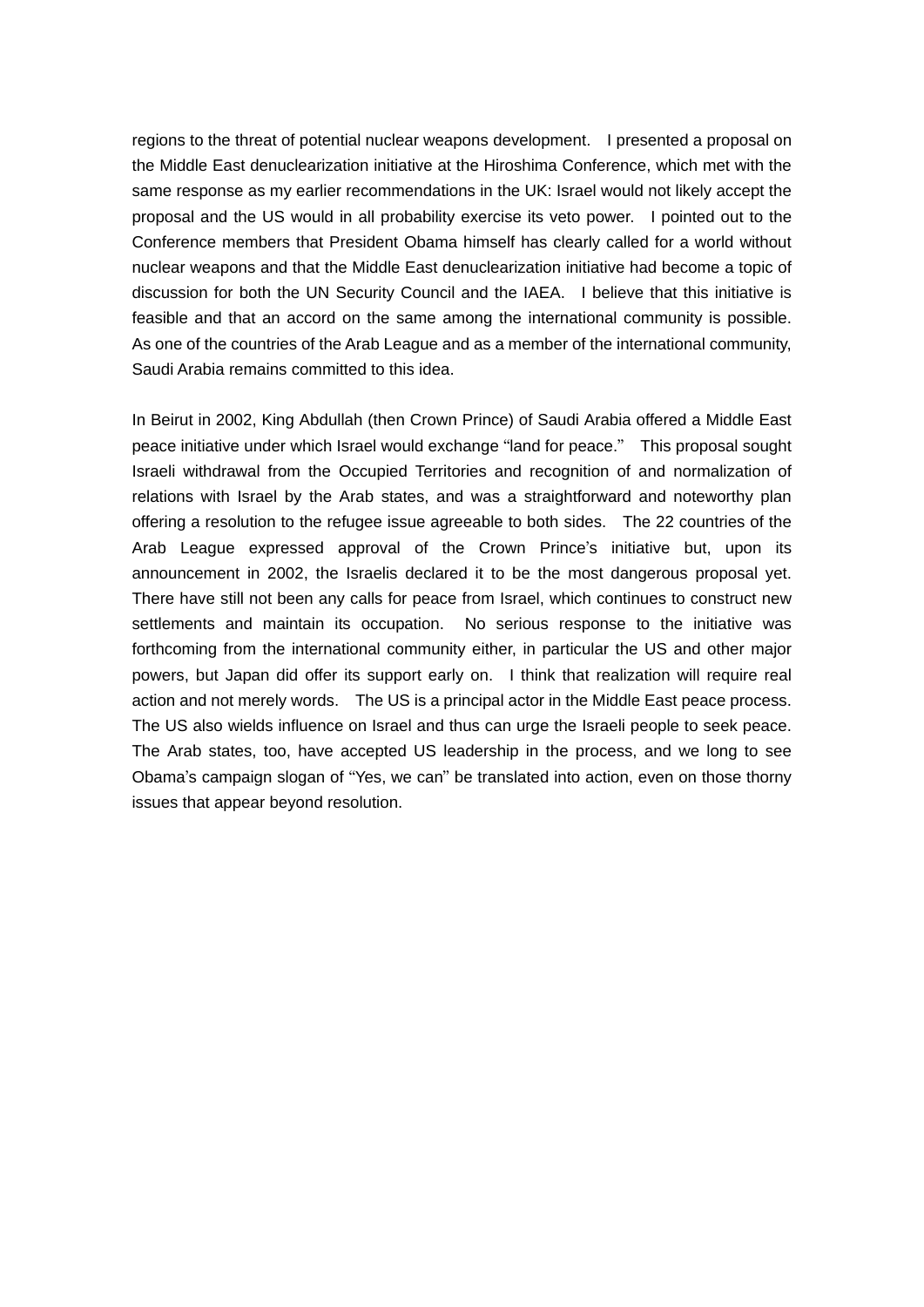regions to the threat of potential nuclear weapons development. I presented a proposal on the Middle East denuclearization initiative at the Hiroshima Conference, which met with the same response as my earlier recommendations in the UK: Israel would not likely accept the proposal and the US would in all probability exercise its veto power. I pointed out to the Conference members that President Obama himself has clearly called for a world without nuclear weapons and that the Middle East denuclearization initiative had become a topic of discussion for both the UN Security Council and the IAEA. I believe that this initiative is feasible and that an accord on the same among the international community is possible. As one of the countries of the Arab League and as a member of the international community, Saudi Arabia remains committed to this idea.

In Beirut in 2002, King Abdullah (then Crown Prince) of Saudi Arabia offered a Middle East peace initiative under which Israel would exchange "land for peace." This proposal sought Israeli withdrawal from the Occupied Territories and recognition of and normalization of relations with Israel by the Arab states, and was a straightforward and noteworthy plan offering a resolution to the refugee issue agreeable to both sides. The 22 countries of the Arab League expressed approval of the Crown Prince's initiative but, upon its announcement in 2002, the Israelis declared it to be the most dangerous proposal yet. There have still not been any calls for peace from Israel, which continues to construct new settlements and maintain its occupation. No serious response to the initiative was forthcoming from the international community either, in particular the US and other major powers, but Japan did offer its support early on. I think that realization will require real action and not merely words. The US is a principal actor in the Middle East peace process. The US also wields influence on Israel and thus can urge the Israeli people to seek peace. The Arab states, too, have accepted US leadership in the process, and we long to see Obama's campaign slogan of "Yes, we can" be translated into action, even on those thorny issues that appear beyond resolution.